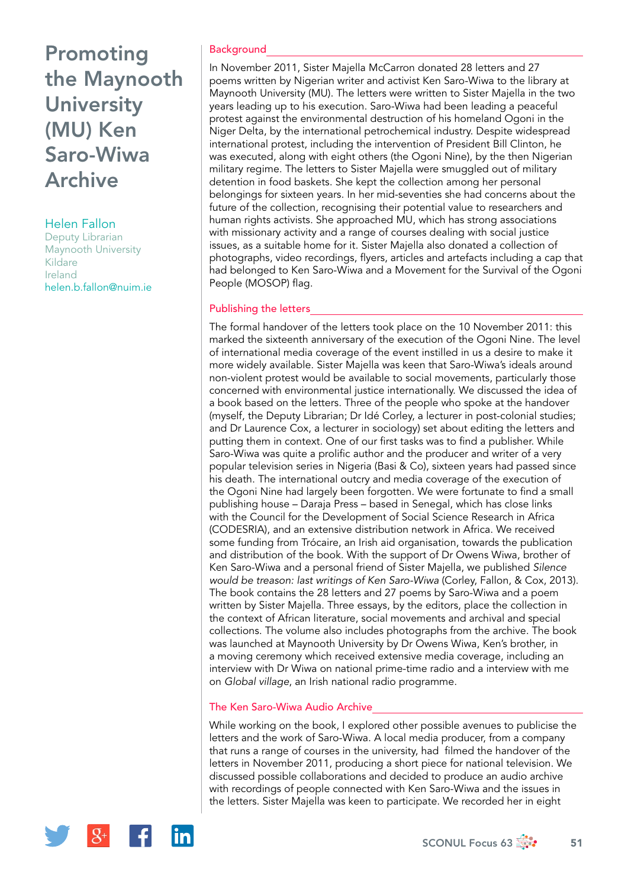# Promoting the Maynooth University (MU) Ken Saro-Wiwa Archive

Helen Fallon
Deputy Librarian
Maynooth University
Kildare
Ireland
helen.b.fallon@nuim.ie

## Background

In November 2011, Sister Majella McCarron donated 28 letters and 27 poems written by Nigerian writer and activist Ken Saro-Wiwa to the library at Maynooth University (MU). The letters were written to Sister Majella in the two years leading up to his execution. Saro-Wiwa had been leading a peaceful protest against the environmental destruction of his homeland Ogoni in the Niger Delta, by the international petrochemical industry. Despite widespread international protest, including the intervention of President Bill Clinton, he was executed, along with eight others (the Ogoni Nine), by the then Nigerian military regime. The letters to Sister Majella were smuggled out of military detention in food baskets. She kept the collection among her personal belongings for sixteen years. In her mid-seventies she had concerns about the future of the collection, recognising their potential value to researchers and human rights activists. She approached MU, which has strong associations with missionary activity and a range of courses dealing with social justice issues, as a suitable home for it. Sister Majella also donated a collection of photographs, video recordings, flyers, articles and artefacts including a cap that had belonged to Ken Saro-Wiwa and a Movement for the Survival of the Ogoni People (MOSOP) flag.

## Publishing the letters

The formal handover of the letters took place on the 10 November 2011: this marked the sixteenth anniversary of the execution of the Ogoni Nine. The level of international media coverage of the event instilled in us a desire to make it more widely available. Sister Majella was keen that Saro-Wiwa's ideals around non-violent protest would be available to social movements, particularly those concerned with environmental justice internationally. We discussed the idea of a book based on the letters. Three of the people who spoke at the handover (myself, the Deputy Librarian; Dr Idé Corley, a lecturer in post-colonial studies; and Dr Laurence Cox, a lecturer in sociology) set about editing the letters and putting them in context. One of our first tasks was to find a publisher. While Saro-Wiwa was quite a prolific author and the producer and writer of a very popular television series in Nigeria (Basi & Co), sixteen years had passed since his death. The international outcry and media coverage of the execution of the Ogoni Nine had largely been forgotten. We were fortunate to find a small publishing house – Daraja Press – based in Senegal, which has close links with the Council for the Development of Social Science Research in Africa (CODESRIA), and an extensive distribution network in Africa. We received some funding from Trócaire, an Irish aid organisation, towards the publication and distribution of the book. With the support of Dr Owens Wiwa, brother of Ken Saro-Wiwa and a personal friend of Sister Majella, we published *Silence would be treason: last writings of Ken Saro-Wiwa* (Corley, Fallon, & Cox, 2013). The book contains the 28 letters and 27 poems by Saro-Wiwa and a poem written by Sister Majella. Three essays, by the editors, place the collection in the context of African literature, social movements and archival and special collections. The volume also includes photographs from the archive. The book was launched at Maynooth University by Dr Owens Wiwa, Ken's brother, in a moving ceremony which received extensive media coverage, including an interview with Dr Wiwa on national prime-time radio and a interview with me on *Global village*, an Irish national radio programme.

## The Ken Saro-Wiwa Audio Archive

While working on the book, I explored other possible avenues to publicise the letters and the work of Saro-Wiwa. A local media producer, from a company that runs a range of courses in the university, had filmed the handover of the letters in November 2011, producing a short piece for national television. We discussed possible collaborations and decided to produce an audio archive with recordings of people connected with Ken Saro-Wiwa and the issues in the letters. Sister Majella was keen to participate. We recorded her in eight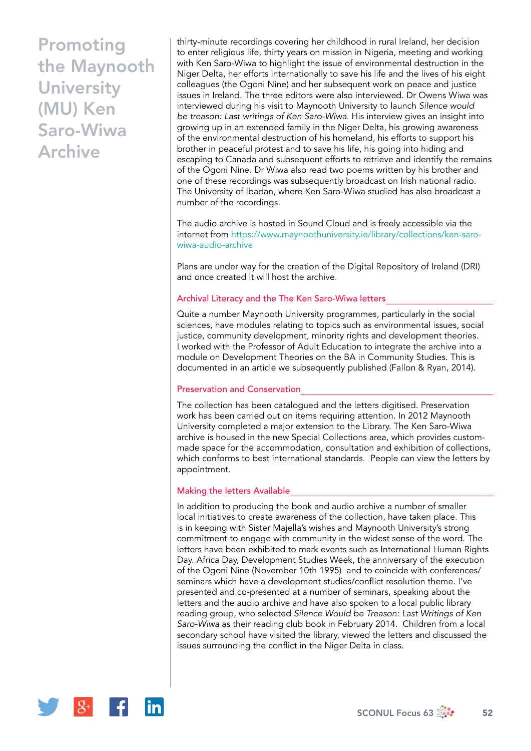thirty-minute recordings covering her childhood in rural Ireland, her decision to enter religious life, thirty years on mission in Nigeria, meeting and working with Ken Saro-Wiwa to highlight the issue of environmental destruction in the Niger Delta, her efforts internationally to save his life and the lives of his eight colleagues (the Ogoni Nine) and her subsequent work on peace and justice issues in Ireland. The three editors were also interviewed. Dr Owens Wiwa was interviewed during his visit to Maynooth University to launch *Silence would be treason: Last writings of Ken Saro-Wiwa*. His interview gives an insight into growing up in an extended family in the Niger Delta, his growing awareness of the environmental destruction of his homeland, his efforts to support his brother in peaceful protest and to save his life, his going into hiding and escaping to Canada and subsequent efforts to retrieve and identify the remains of the Ogoni Nine. Dr Wiwa also read two poems written by his brother and one of these recordings was subsequently broadcast on Irish national radio. The University of Ibadan, where Ken Saro-Wiwa studied has also broadcast a number of the recordings.

The audio archive is hosted in Sound Cloud and is freely accessible via the internet from https://www.maynoothuniversity.ie/library/collections/ken-saro-wiwa-audio-archive

Plans are under way for the creation of the Digital Repository of Ireland (DRI) and once created it will host the archive.

### Archival Literacy and the The Ken Saro-Wiwa letters

Quite a number Maynooth University programmes, particularly in the social sciences, have modules relating to topics such as environmental issues, social justice, community development, minority rights and development theories. I worked with the Professor of Adult Education to integrate the archive into a module on Development Theories on the BA in Community Studies. This is documented in an article we subsequently published (Fallon & Ryan, 2014).

### Preservation and Conservation

The collection has been catalogued and the letters digitised. Preservation work has been carried out on items requiring attention. In 2012 Maynooth University completed a major extension to the Library. The Ken Saro-Wiwa archive is housed in the new Special Collections area, which provides custom-made space for the accommodation, consultation and exhibition of collections, which conforms to best international standards. People can view the letters by appointment.

### Making the letters Available

In addition to producing the book and audio archive a number of smaller local initiatives to create awareness of the collection, have taken place. This is in keeping with Sister Majella's wishes and Maynooth University's strong commitment to engage with community in the widest sense of the word. The letters have been exhibited to mark events such as International Human Rights Day. Africa Day, Development Studies Week, the anniversary of the execution of the Ogoni Nine (November 10th 1995) and to coincide with conferences/seminars which have a development studies/conflict resolution theme. I've presented and co-presented at a number of seminars, speaking about the letters and the audio archive and have also spoken to a local public library reading group, who selected *Silence Would be Treason: Last Writings of Ken Saro-Wiwa* as their reading club book in February 2014. Children from a local secondary school have visited the library, viewed the letters and discussed the issues surrounding the conflict in the Niger Delta in class.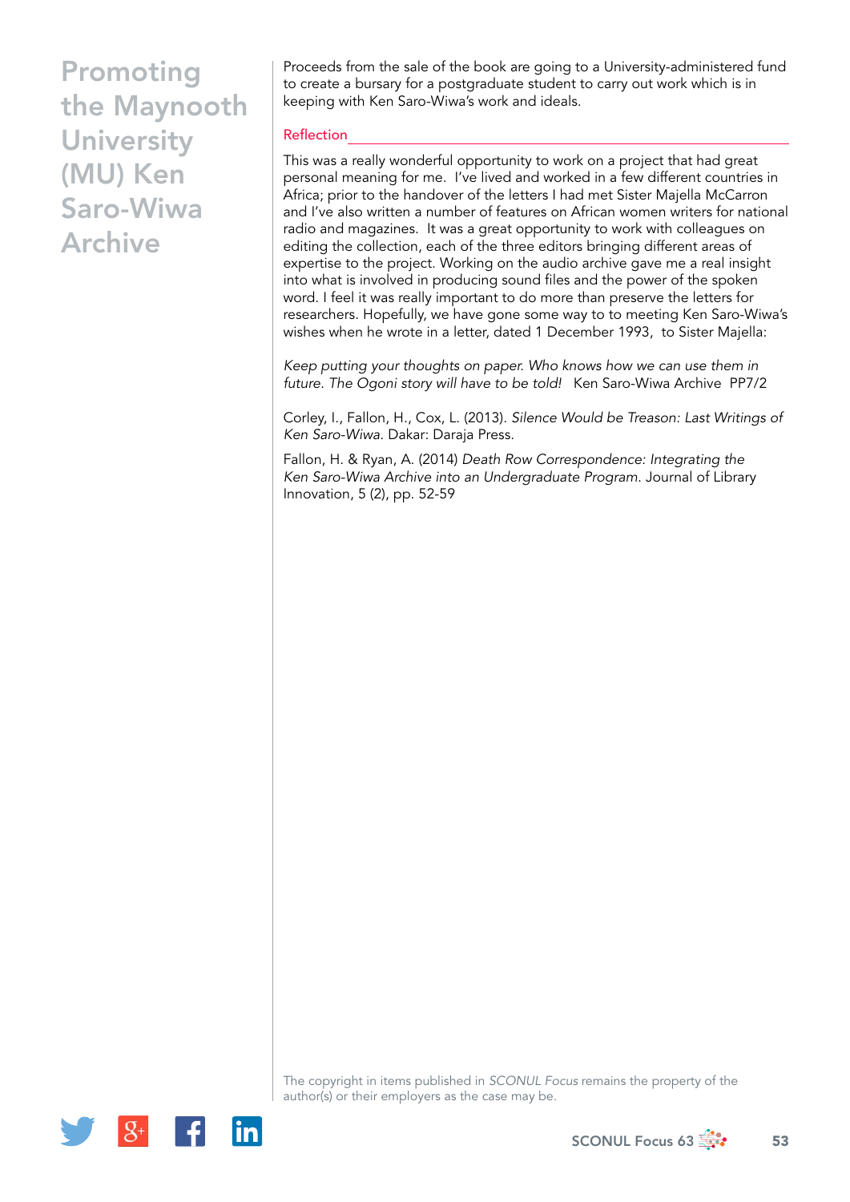# Promoting the Maynooth University (MU) Ken Saro-Wiwa Archive

Proceeds from the sale of the book are going to a University-administered fund to create a bursary for a postgraduate student to carry out work which is in keeping with Ken Saro-Wiwa's work and ideals.

## Reflection

This was a really wonderful opportunity to work on a project that had great personal meaning for me. I've lived and worked in a few different countries in Africa; prior to the handover of the letters I had met Sister Majella McCarron and I've also written a number of features on African women writers for national radio and magazines. It was a great opportunity to work with colleagues on editing the collection, each of the three editors bringing different areas of expertise to the project. Working on the audio archive gave me a real insight into what is involved in producing sound files and the power of the spoken word. I feel it was really important to do more than preserve the letters for researchers. Hopefully, we have gone some way to to meeting Ken Saro-Wiwa's wishes when he wrote in a letter, dated 1 December 1993, to Sister Majella:

*Keep putting your thoughts on paper. Who knows how we can use them in future. The Ogoni story will have to be told!* Ken Saro-Wiwa Archive PP7/2

Corley, I., Fallon, H., Cox, L. (2013). *Silence Would be Treason: Last Writings of Ken Saro-Wiwa*. Dakar: Daraja Press.

Fallon, H. & Ryan, A. (2014) *Death Row Correspondence: Integrating the Ken Saro-Wiwa Archive into an Undergraduate Program*. Journal of Library Innovation, 5 (2), pp. 52-59

The copyright in items published in *SCONUL Focus* remains the property of the author(s) or their employers as the case may be.